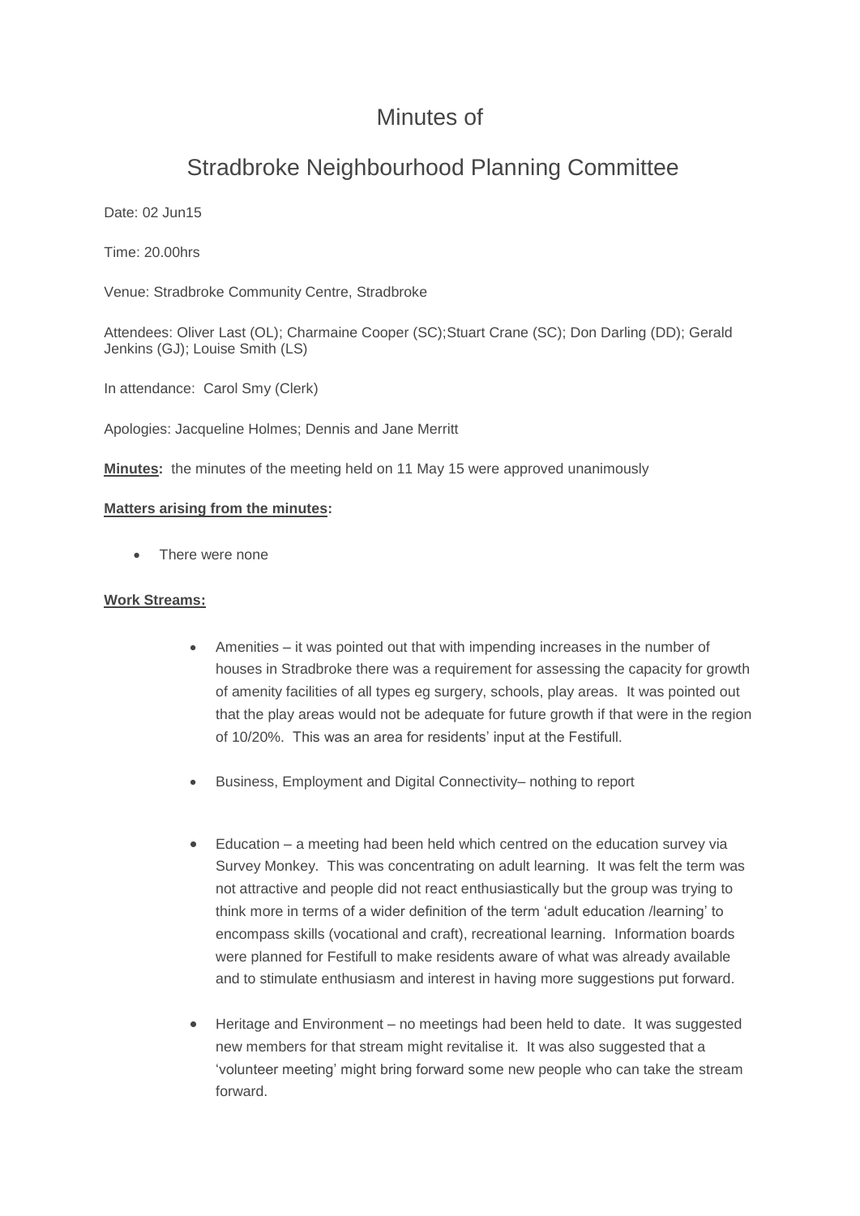# Minutes of

# Stradbroke Neighbourhood Planning Committee

Date: 02 Jun15

Time: 20.00hrs

Venue: Stradbroke Community Centre, Stradbroke

Attendees: Oliver Last (OL); Charmaine Cooper (SC);Stuart Crane (SC); Don Darling (DD); Gerald Jenkins (GJ); Louise Smith (LS)

In attendance: Carol Smy (Clerk)

Apologies: Jacqueline Holmes; Dennis and Jane Merritt

**Minutes:** the minutes of the meeting held on 11 May 15 were approved unanimously

**Matters arising from the minutes:**

- There were none

**Work Streams:**

- Amenities – it was pointed out that with impending increases in the number of houses in Stradbroke there was a requirement for assessing the capacity for growth of amenity facilities of all types eg surgery, schools, play areas. It was pointed out that the play areas would not be adequate for future growth if that were in the region of 10/20%. This was an area for residents' input at the Festifull.

- Business, Employment and Digital Connectivity– nothing to report

- Education – a meeting had been held which centred on the education survey via Survey Monkey. This was concentrating on adult learning. It was felt the term was not attractive and people did not react enthusiastically but the group was trying to think more in terms of a wider definition of the term 'adult education /learning' to encompass skills (vocational and craft), recreational learning. Information boards were planned for Festifull to make residents aware of what was already available and to stimulate enthusiasm and interest in having more suggestions put forward.

- Heritage and Environment – no meetings had been held to date. It was suggested new members for that stream might revitalise it. It was also suggested that a 'volunteer meeting' might bring forward some new people who can take the stream forward.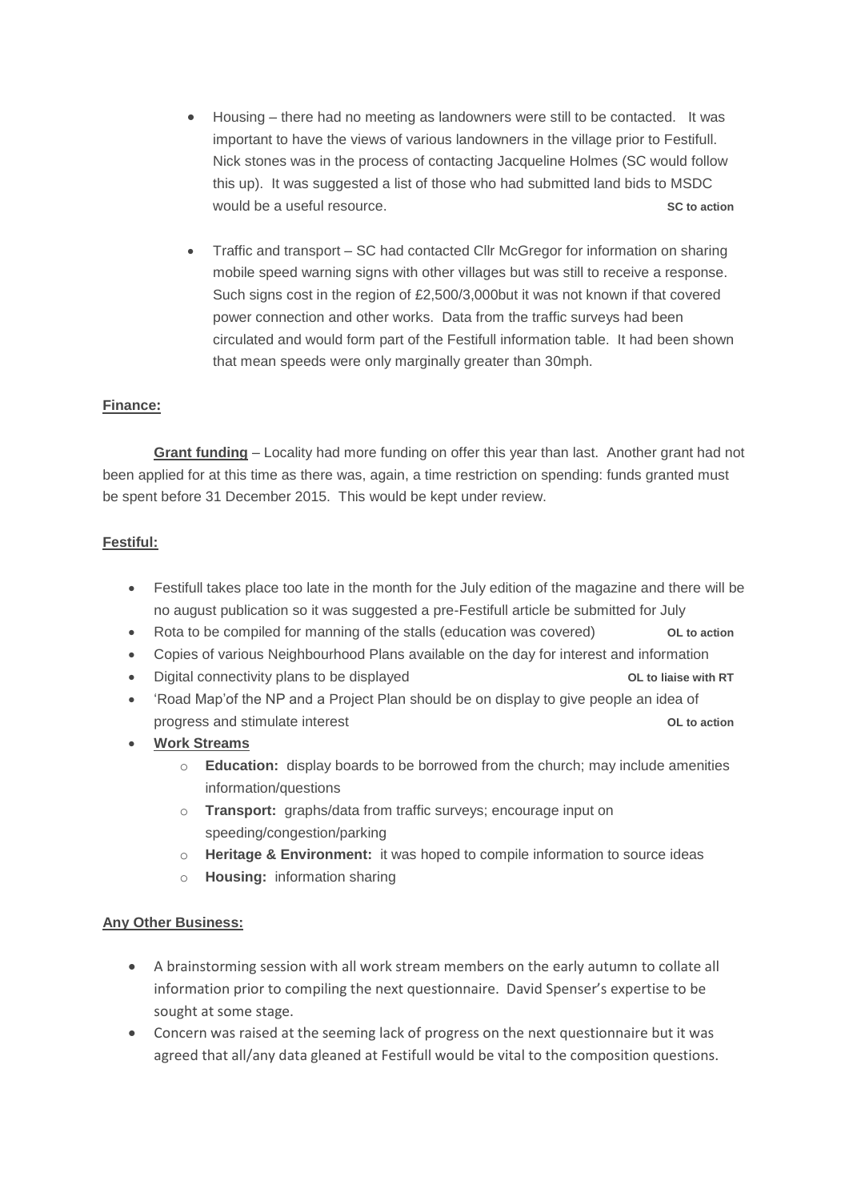- Housing – there had no meeting as landowners were still to be contacted. It was important to have the views of various landowners in the village prior to Festifull. Nick stones was in the process of contacting Jacqueline Holmes (SC would follow this up). It was suggested a list of those who had submitted land bids to MSDC would be a useful resource. **SC to action**

- Traffic and transport – SC had contacted Cllr McGregor for information on sharing mobile speed warning signs with other villages but was still to receive a response. Such signs cost in the region of £2,500/3,000but it was not known if that covered power connection and other works. Data from the traffic surveys had been circulated and would form part of the Festifull information table. It had been shown that mean speeds were only marginally greater than 30mph.

**Finance:**

**Grant funding** – Locality had more funding on offer this year than last. Another grant had not been applied for at this time as there was, again, a time restriction on spending: funds granted must be spent before 31 December 2015. This would be kept under review.

**Festiful:**

- Festifull takes place too late in the month for the July edition of the magazine and there will be no august publication so it was suggested a pre-Festifull article be submitted for July
- Rota to be compiled for manning of the stalls (education was covered) **OL to action**
- Copies of various Neighbourhood Plans available on the day for interest and information
- Digital connectivity plans to be displayed **OL to liaise with RT**
- 'Road Map'of the NP and a Project Plan should be on display to give people an idea of progress and stimulate interest **OL to action**
- **Work Streams**
  - **Education:** display boards to be borrowed from the church; may include amenities information/questions
  - **Transport:** graphs/data from traffic surveys; encourage input on speeding/congestion/parking
  - **Heritage & Environment:** it was hoped to compile information to source ideas
  - **Housing:** information sharing

**Any Other Business:**

- A brainstorming session with all work stream members on the early autumn to collate all information prior to compiling the next questionnaire. David Spenser's expertise to be sought at some stage.
- Concern was raised at the seeming lack of progress on the next questionnaire but it was agreed that all/any data gleaned at Festifull would be vital to the composition questions.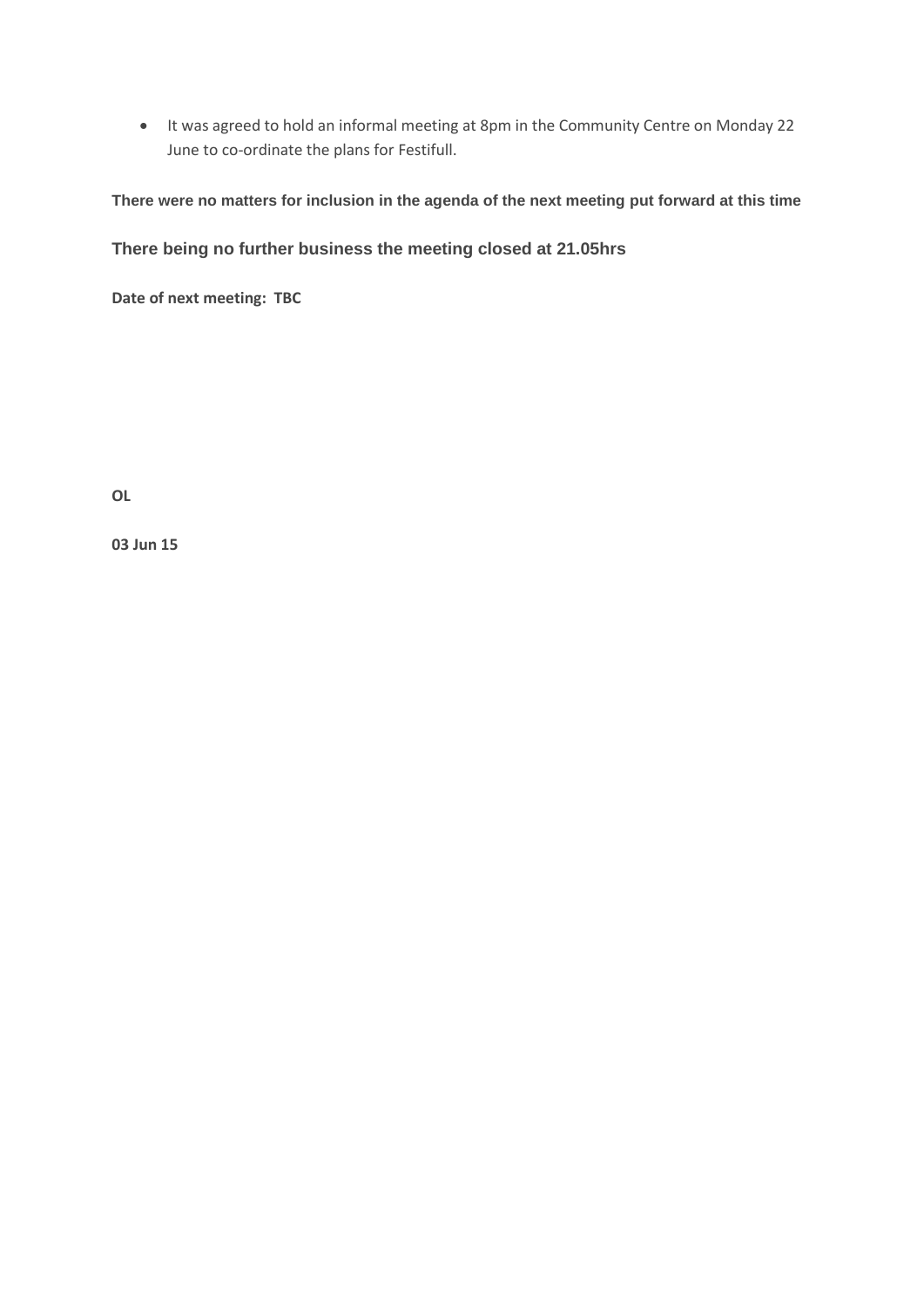- It was agreed to hold an informal meeting at 8pm in the Community Centre on Monday 22 June to co-ordinate the plans for Festifull.

**There were no matters for inclusion in the agenda of the next meeting put forward at this time**

**There being no further business the meeting closed at 21.05hrs**

**Date of next meeting: TBC**

**OL**

**03 Jun 15**